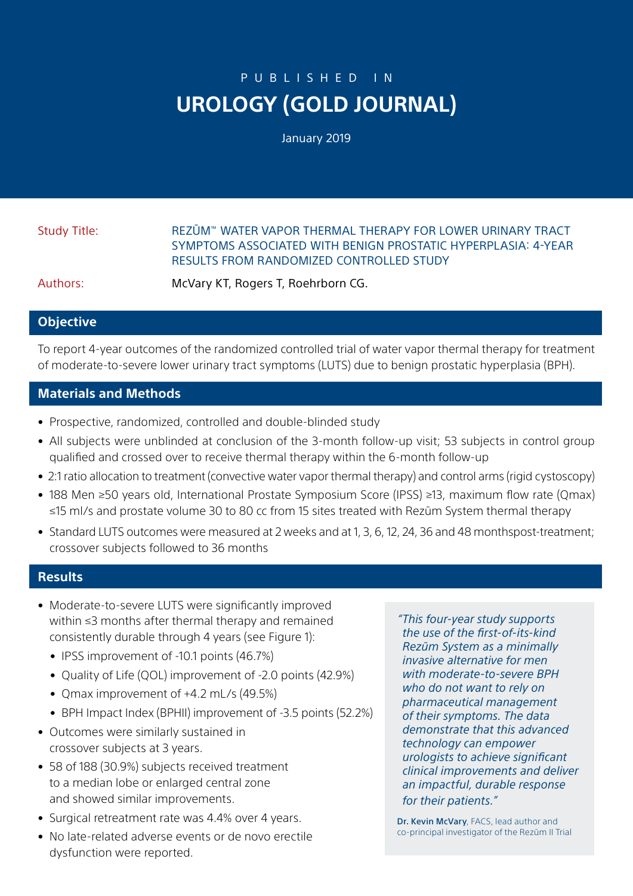PUBLISHED IN

# UROLOGY (GOLD JOURNAL)

January 2019

**Study Title:** REZŪM™ WATER VAPOR THERMAL THERAPY FOR LOWER URINARY TRACT SYMPTOMS ASSOCIATED WITH BENIGN PROSTATIC HYPERPLASIA: 4-YEAR RESULTS FROM RANDOMIZED CONTROLLED STUDY

**Authors:** McVary KT, Rogers T, Roehrborn CG.

## Objective

To report 4-year outcomes of the randomized controlled trial of water vapor thermal therapy for treatment of moderate-to-severe lower urinary tract symptoms (LUTS) due to benign prostatic hyperplasia (BPH).

## Materials and Methods

- Prospective, randomized, controlled and double-blinded study
- All subjects were unblinded at conclusion of the 3-month follow-up visit; 53 subjects in control group qualified and crossed over to receive thermal therapy within the 6-month follow-up
- 2:1 ratio allocation to treatment (convective water vapor thermal therapy) and control arms (rigid cystoscopy)
- 188 Men ≥50 years old, International Prostate Symposium Score (IPSS) ≥13, maximum flow rate (Qmax) ≤15 ml/s and prostate volume 30 to 80 cc from 15 sites treated with Rezūm System thermal therapy
- Standard LUTS outcomes were measured at 2 weeks and at 1, 3, 6, 12, 24, 36 and 48 monthspost-treatment; crossover subjects followed to 36 months

## Results

- Moderate-to-severe LUTS were significantly improved within ≤3 months after thermal therapy and remained consistently durable through 4 years (see Figure 1):
  - IPSS improvement of -10.1 points (46.7%)
  - Quality of Life (QOL) improvement of -2.0 points (42.9%)
  - Qmax improvement of +4.2 mL/s (49.5%)
  - BPH Impact Index (BPHII) improvement of -3.5 points (52.2%)
- Outcomes were similarly sustained in crossover subjects at 3 years.
- 58 of 188 (30.9%) subjects received treatment to a median lobe or enlarged central zone and showed similar improvements.
- Surgical retreatment rate was 4.4% over 4 years.
- No late-related adverse events or de novo erectile dysfunction were reported.

> *"This four-year study supports the use of the first-of-its-kind Rezūm System as a minimally invasive alternative for men with moderate-to-severe BPH who do not want to rely on pharmaceutical management of their symptoms. The data demonstrate that this advanced technology can empower urologists to achieve significant clinical improvements and deliver an impactful, durable response for their patients."*
>
> **Dr. Kevin McVary**, FACS, lead author and co-principal investigator of the Rezūm II Trial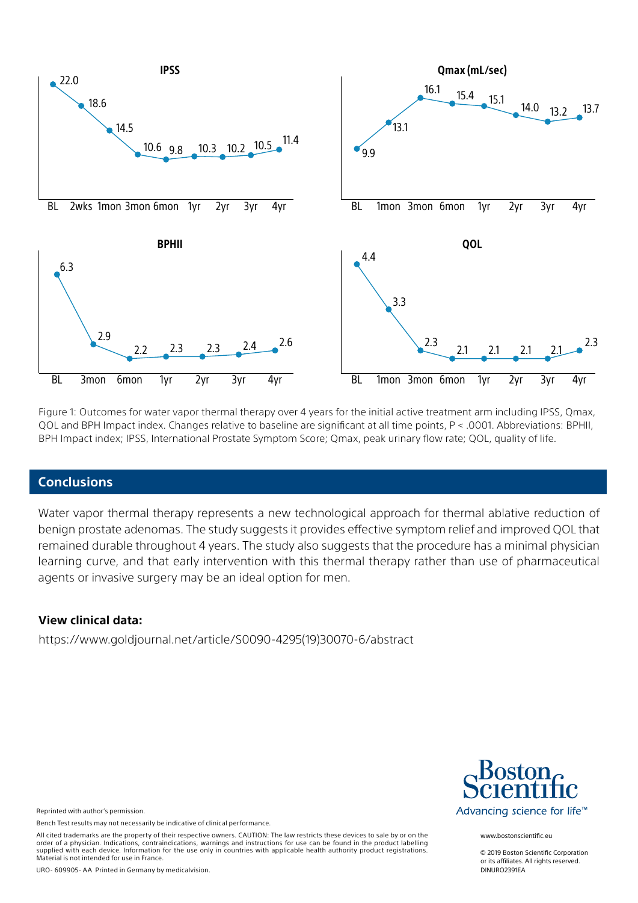IPSS

22.0, 18.6, 14.5, 10.6, 9.8, 10.3, 10.2, 10.5, 11.4

BL 2wks 1mon 3mon 6mon 1yr 2yr 3yr 4yr

Qmax (mL/sec)

9.9, 13.1, 16.1, 15.4, 15.1, 14.0, 13.2, 13.7

BL 1mon 3mon 6mon 1yr 2yr 3yr 4yr

BPHII

6.3, 2.9, 2.2, 2.3, 2.3, 2.4, 2.6

BL 3mon 6mon 1yr 2yr 3yr 4yr

QOL

4.4, 3.3, 2.3, 2.1, 2.1, 2.1, 2.1, 2.3

BL 1mon 3mon 6mon 1yr 2yr 3yr 4yr

Figure 1: Outcomes for water vapor thermal therapy over 4 years for the initial active treatment arm including IPSS, Qmax, QOL and BPH Impact index. Changes relative to baseline are significant at all time points, $P < .0001$. Abbreviations: BPHII, BPH Impact index; IPSS, International Prostate Symptom Score; Qmax, peak urinary flow rate; QOL, quality of life.

## Conclusions

Water vapor thermal therapy represents a new technological approach for thermal ablative reduction of benign prostate adenomas. The study suggests it provides effective symptom relief and improved QOL that remained durable throughout 4 years. The study also suggests that the procedure has a minimal physician learning curve, and that early intervention with this thermal therapy rather than use of pharmaceutical agents or invasive surgery may be an ideal option for men.

**View clinical data:**

https://www.goldjournal.net/article/S0090-4295(19)30070-6/abstract

Boston Scientific

Advancing science for life™

Reprinted with author's permission.

Bench Test results may not necessarily be indicative of clinical performance.

All cited trademarks are the property of their respective owners. CAUTION: The law restricts these devices to sale by or on the order of a physician. Indications, contraindications, warnings and instructions for use can be found in the product labelling supplied with each device. Information for the use only in countries with applicable health authority product registrations. Material is not intended for use in France.

URO- 609905- AA Printed in Germany by medicalvision.

www.bostonscientific.eu

© 2019 Boston Scientific Corporation or its affiliates. All rights reserved.
DINURO2391EA